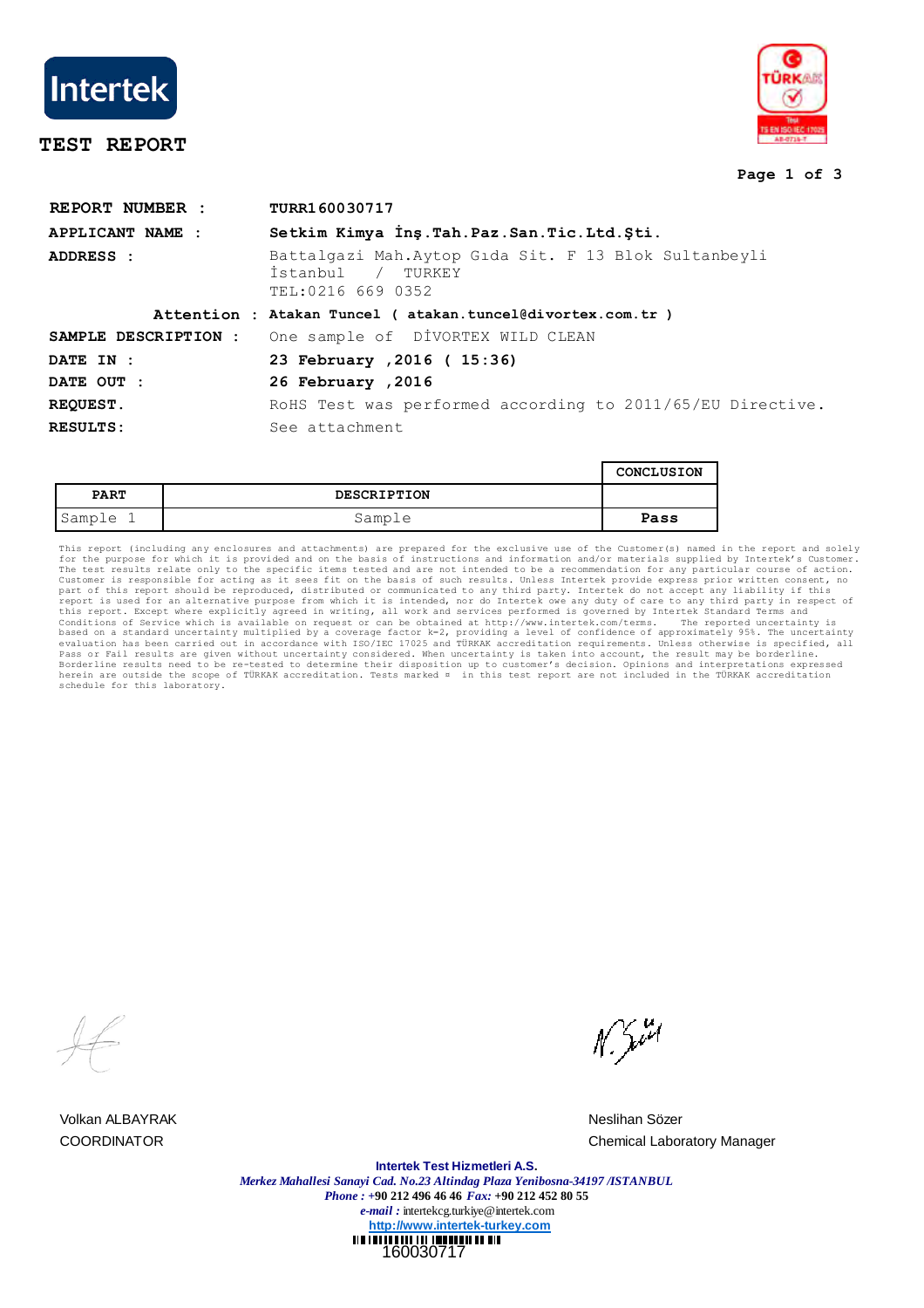Intertek

# TEST REPORT

| | |
|---|---|
| **REPORT NUMBER :** | **TURR160030717** |
| **APPLICANT NAME :** | **Setkim Kimya İnş.Tah.Paz.San.Tic.Ltd.Şti.** |
| **ADDRESS :** | Battalgazi Mah.Aytop Gıda Sit. F 13 Blok Sultanbeyli İstanbul / TURKEY TEL:0216 669 0352 |
| **Attention :** | **Atakan Tuncel ( atakan.tuncel@divortex.com.tr )** |
| **SAMPLE DESCRIPTION :** | One sample of DİVORTEX WILD CLEAN |
| **DATE IN :** | **23 February ,2016 ( 15:36)** |
| **DATE OUT :** | **26 February ,2016** |
| **REQUEST.** | RoHS Test was performed according to 2011/65/EU Directive. |
| **RESULTS:** | See attachment |

| PART | DESCRIPTION | CONCLUSION |
|---|---|---|
| Sample 1 | Sample | **Pass** |

This report (including any enclosures and attachments) are prepared for the exclusive use of the Customer(s) named in the report and solely for the purpose for which it is provided and on the basis of instructions and information and/or materials supplied by Intertek's Customer. The test results relate only to the specific items tested and are not intended to be a recommendation for any particular course of action. Customer is responsible for acting as it sees fit on the basis of such results. Unless Intertek provide express prior written consent, no part of this report should be reproduced, distributed or communicated to any third party. Intertek do not accept any liability if this report is used for an alternative purpose from which it is intended, nor do Intertek owe any duty of care to any third party in respect of this report. Except where explicitly agreed in writing, all work and services performed is governed by Intertek Standard Terms and Conditions of Service which is available on request or can be obtained at http://www.intertek.com/terms. The reported uncertainty is based on a standard uncertainty multiplied by a coverage factor k=2, providing a level of confidence of approximately 95%. The uncertainty evaluation has been carried out in accordance with ISO/IEC 17025 and TÜRKAK accreditation requirements. Unless otherwise is specified, all Pass or Fail results are given without uncertainty considered. When uncertainty is taken into account, the result may be borderline. Borderline results need to be re-tested to determine their disposition up to customer's decision. Opinions and interpretations expressed herein are outside the scope of TÜRKAK accreditation. Tests marked ¤ in this test report are not included in the TÜRKAK accreditation schedule for this laboratory.

Volkan ALBAYRAK
COORDINATOR

Neslihan Sözer
Chemical Laboratory Manager

**Intertek Test Hizmetleri A.S.**
*Merkez Mahallesi Sanayi Cad. No.23 Altindag Plaza Yenibosna-34197 /ISTANBUL*
*Phone :* +90 212 496 46 46 *Fax:* +90 212 452 80 55
*e-mail :* intertekcg.turkiye@intertek.com
http://www.intertek-turkey.com

160030717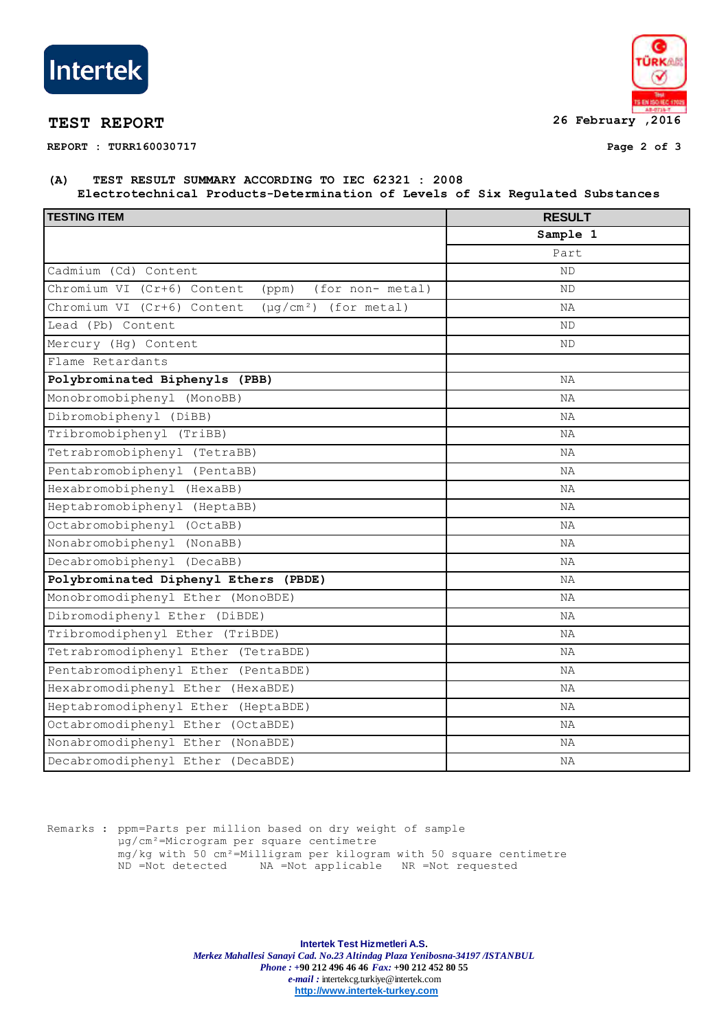# TEST REPORT

**REPORT : TURR160030717**

**26 February ,2016**

**(A) TEST RESULT SUMMARY ACCORDING TO IEC 62321 : 2008**
**Electrotechnical Products-Determination of Levels of Six Regulated Substances**

| TESTING ITEM | RESULT |
|---|---|
| | **Sample 1** |
| | Part |
| Cadmium (Cd) Content | ND |
| Chromium VI (Cr+6) Content (ppm) (for non- metal) | ND |
| Chromium VI (Cr+6) Content (µg/cm²) (for metal) | NA |
| Lead (Pb) Content | ND |
| Mercury (Hg) Content | ND |
| Flame Retardants | |
| **Polybrominated Biphenyls (PBB)** | NA |
| Monobromobiphenyl (MonoBB) | NA |
| Dibromobiphenyl (DiBB) | NA |
| Tribromobiphenyl (TriBB) | NA |
| Tetrabromobiphenyl (TetraBB) | NA |
| Pentabromobiphenyl (PentaBB) | NA |
| Hexabromobiphenyl (HexaBB) | NA |
| Heptabromobiphenyl (HeptaBB) | NA |
| Octabromobiphenyl (OctaBB) | NA |
| Nonabromobiphenyl (NonaBB) | NA |
| Decabromobiphenyl (DecaBB) | NA |
| **Polybrominated Diphenyl Ethers (PBDE)** | NA |
| Monobromodiphenyl Ether (MonoBDE) | NA |
| Dibromodiphenyl Ether (DiBDE) | NA |
| Tribromodiphenyl Ether (TriBDE) | NA |
| Tetrabromodiphenyl Ether (TetraBDE) | NA |
| Pentabromodiphenyl Ether (PentaBDE) | NA |
| Hexabromodiphenyl Ether (HexaBDE) | NA |
| Heptabromodiphenyl Ether (HeptaBDE) | NA |
| Octabromodiphenyl Ether (OctaBDE) | NA |
| Nonabromodiphenyl Ether (NonaBDE) | NA |
| Decabromodiphenyl Ether (DecaBDE) | NA |

Remarks : ppm=Parts per million based on dry weight of sample
µg/cm²=Microgram per square centimetre
mg/kg with 50 cm²=Milligram per kilogram with 50 square centimetre
ND =Not detected NA =Not applicable NR =Not requested

**Intertek Test Hizmetleri A.S.**
*Merkez Mahallesi Sanayi Cad. No.23 Altindag Plaza Yenibosna-34197 /ISTANBUL*
*Phone :* +90 212 496 46 46 *Fax:* +90 212 452 80 55
*e-mail :* intertekcg.turkiye@intertek.com
http://www.intertek-turkey.com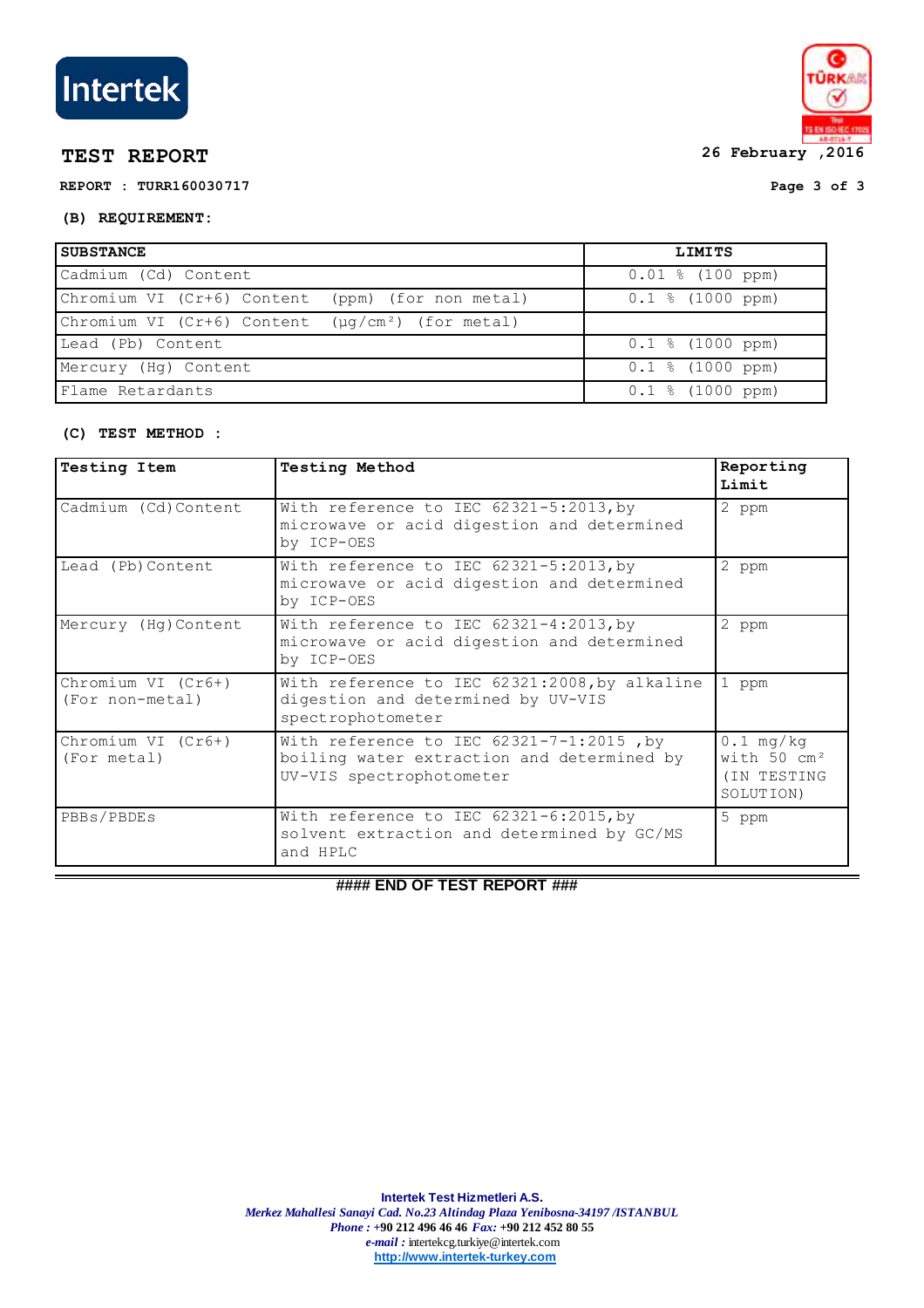**TEST REPORT** 26 February ,2016

**REPORT : TURR160030717**

**(B) REQUIREMENT:**

| SUBSTANCE | LIMITS |
|---|---|
| Cadmium (Cd) Content | 0.01 % (100 ppm) |
| Chromium VI (Cr+6) Content (ppm) (for non metal) | 0.1 % (1000 ppm) |
| Chromium VI (Cr+6) Content (µg/cm²) (for metal) | |
| Lead (Pb) Content | 0.1 % (1000 ppm) |
| Mercury (Hg) Content | 0.1 % (1000 ppm) |
| Flame Retardants | 0.1 % (1000 ppm) |

**(C) TEST METHOD :**

| Testing Item | Testing Method | Reporting Limit |
|---|---|---|
| Cadmium (Cd) Content | With reference to IEC 62321-5:2013,by microwave or acid digestion and determined by ICP-OES | 2 ppm |
| Lead (Pb) Content | With reference to IEC 62321-5:2013,by microwave or acid digestion and determined by ICP-OES | 2 ppm |
| Mercury (Hg) Content | With reference to IEC 62321-4:2013,by microwave or acid digestion and determined by ICP-OES | 2 ppm |
| Chromium VI (Cr6+) (For non-metal) | With reference to IEC 62321:2008,by alkaline digestion and determined by UV-VIS spectrophotometer | 1 ppm |
| Chromium VI (Cr6+) (For metal) | With reference to IEC 62321-7-1:2015 ,by boiling water extraction and determined by UV-VIS spectrophotometer | 0.1 mg/kg with 50 cm² (IN TESTING SOLUTION) |
| PBBs/PBDEs | With reference to IEC 62321-6:2015,by solvent extraction and determined by GC/MS and HPLC | 5 ppm |

**#### END OF TEST REPORT ###**

**Intertek Test Hizmetleri A.S.**
*Merkez Mahallesi Sanayi Cad. No.23 Altindag Plaza Yenibosna-34197 /ISTANBUL*
*Phone :* +90 212 496 46 46 *Fax:* +90 212 452 80 55
*e-mail :* intertekcg.turkiye@intertek.com
http://www.intertek-turkey.com